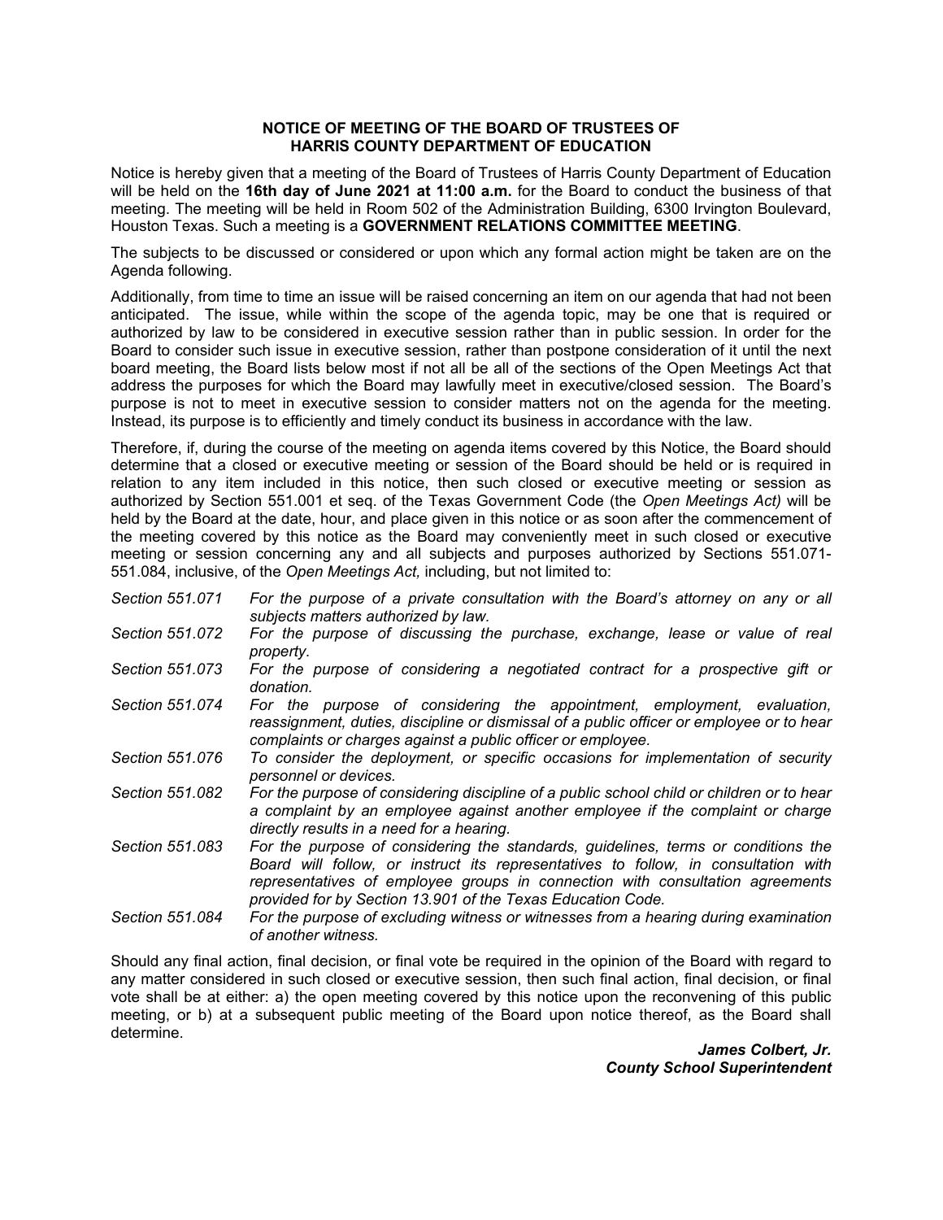# NOTICE OF MEETING OF THE BOARD OF TRUSTEES OF HARRIS COUNTY DEPARTMENT OF EDUCATION

Notice is hereby given that a meeting of the Board of Trustees of Harris County Department of Education will be held on the **16th day of June 2021 at 11:00 a.m.** for the Board to conduct the business of that meeting. The meeting will be held in Room 502 of the Administration Building, 6300 Irvington Boulevard, Houston Texas. Such a meeting is a **GOVERNMENT RELATIONS COMMITTEE MEETING**.

The subjects to be discussed or considered or upon which any formal action might be taken are on the Agenda following.

Additionally, from time to time an issue will be raised concerning an item on our agenda that had not been anticipated. The issue, while within the scope of the agenda topic, may be one that is required or authorized by law to be considered in executive session rather than in public session. In order for the Board to consider such issue in executive session, rather than postpone consideration of it until the next board meeting, the Board lists below most if not all be all of the sections of the Open Meetings Act that address the purposes for which the Board may lawfully meet in executive/closed session. The Board's purpose is not to meet in executive session to consider matters not on the agenda for the meeting. Instead, its purpose is to efficiently and timely conduct its business in accordance with the law.

Therefore, if, during the course of the meeting on agenda items covered by this Notice, the Board should determine that a closed or executive meeting or session of the Board should be held or is required in relation to any item included in this notice, then such closed or executive meeting or session as authorized by Section 551.001 et seq. of the Texas Government Code (the *Open Meetings Act)* will be held by the Board at the date, hour, and place given in this notice or as soon after the commencement of the meeting covered by this notice as the Board may conveniently meet in such closed or executive meeting or session concerning any and all subjects and purposes authorized by Sections 551.071-551.084, inclusive, of the *Open Meetings Act,* including, but not limited to:

| | |
|---|---|
| *Section 551.071* | *For the purpose of a private consultation with the Board's attorney on any or all subjects matters authorized by law.* |
| *Section 551.072* | *For the purpose of discussing the purchase, exchange, lease or value of real property.* |
| *Section 551.073* | *For the purpose of considering a negotiated contract for a prospective gift or donation.* |
| *Section 551.074* | *For the purpose of considering the appointment, employment, evaluation, reassignment, duties, discipline or dismissal of a public officer or employee or to hear complaints or charges against a public officer or employee.* |
| *Section 551.076* | *To consider the deployment, or specific occasions for implementation of security personnel or devices.* |
| *Section 551.082* | *For the purpose of considering discipline of a public school child or children or to hear a complaint by an employee against another employee if the complaint or charge directly results in a need for a hearing.* |
| *Section 551.083* | *For the purpose of considering the standards, guidelines, terms or conditions the Board will follow, or instruct its representatives to follow, in consultation with representatives of employee groups in connection with consultation agreements provided for by Section 13.901 of the Texas Education Code.* |
| *Section 551.084* | *For the purpose of excluding witness or witnesses from a hearing during examination of another witness.* |

Should any final action, final decision, or final vote be required in the opinion of the Board with regard to any matter considered in such closed or executive session, then such final action, final decision, or final vote shall be at either: a) the open meeting covered by this notice upon the reconvening of this public meeting, or b) at a subsequent public meeting of the Board upon notice thereof, as the Board shall determine.

***James Colbert, Jr.***
***County School Superintendent***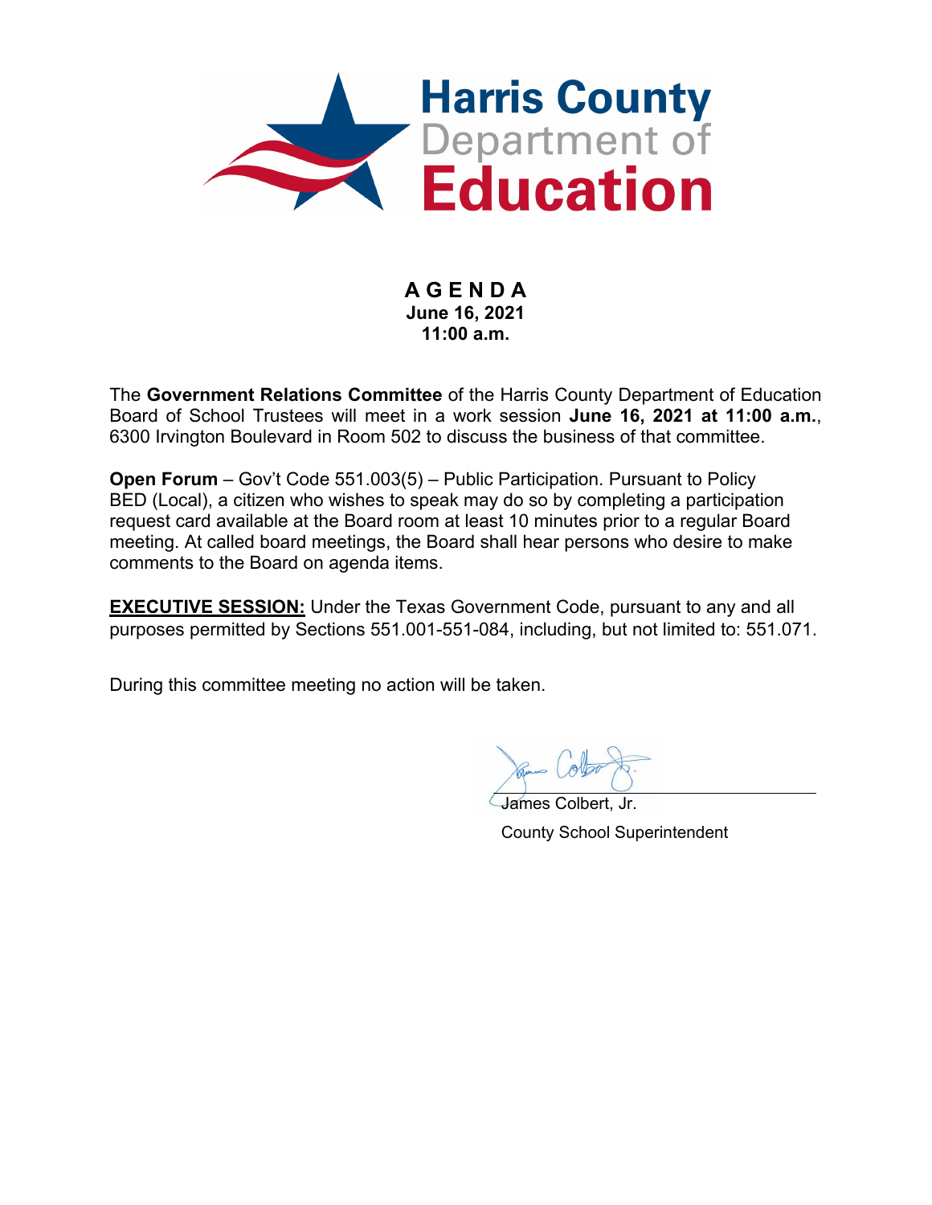Harris County
Department of
Education

# A G E N D A

**June 16, 2021**
**11:00 a.m.**

The **Government Relations Committee** of the Harris County Department of Education Board of School Trustees will meet in a work session **June 16, 2021 at 11:00 a.m.**, 6300 Irvington Boulevard in Room 502 to discuss the business of that committee.

**Open Forum** – Gov't Code 551.003(5) – Public Participation. Pursuant to Policy BED (Local), a citizen who wishes to speak may do so by completing a participation request card available at the Board room at least 10 minutes prior to a regular Board meeting. At called board meetings, the Board shall hear persons who desire to make comments to the Board on agenda items.

**EXECUTIVE SESSION:** Under the Texas Government Code, pursuant to any and all purposes permitted by Sections 551.001-551-084, including, but not limited to: 551.071.

During this committee meeting no action will be taken.

James Colbert, Jr.
County School Superintendent